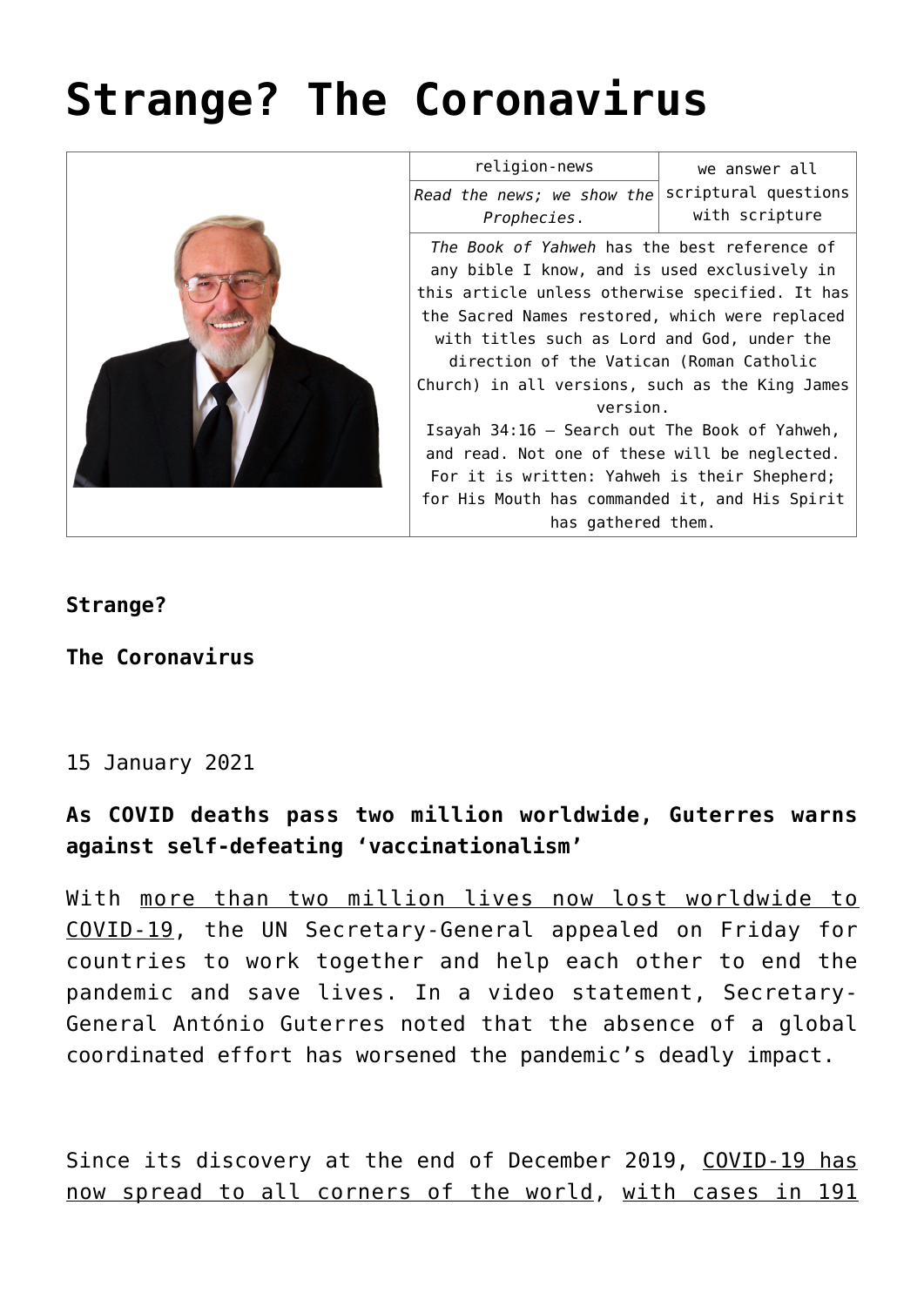# Strange? The Coronavirus

| religion-news | we answer all scriptural questions with scripture |
|---|---|
| *Read the news; we show the Prophecies.* | |
| *The Book of Yahweh* has the best reference of any bible I know, and is used exclusively in this article unless otherwise specified. It has the Sacred Names restored, which were replaced with titles such as Lord and God, under the direction of the Vatican (Roman Catholic Church) in all versions, such as the King James version. Isayah 34:16 – Search out The Book of Yahweh, and read. Not one of these will be neglected. For it is written: Yahweh is their Shepherd; for His Mouth has commanded it, and His Spirit has gathered them. | |

**Strange?**

**The Coronavirus**

15 January 2021

**As COVID deaths pass two million worldwide, Guterres warns against self-defeating 'vaccinationalism'**

With more than two million lives now lost worldwide to COVID-19, the UN Secretary-General appealed on Friday for countries to work together and help each other to end the pandemic and save lives. In a video statement, Secretary-General António Guterres noted that the absence of a global coordinated effort has worsened the pandemic's deadly impact.

Since its discovery at the end of December 2019, COVID-19 has now spread to all corners of the world, with cases in 191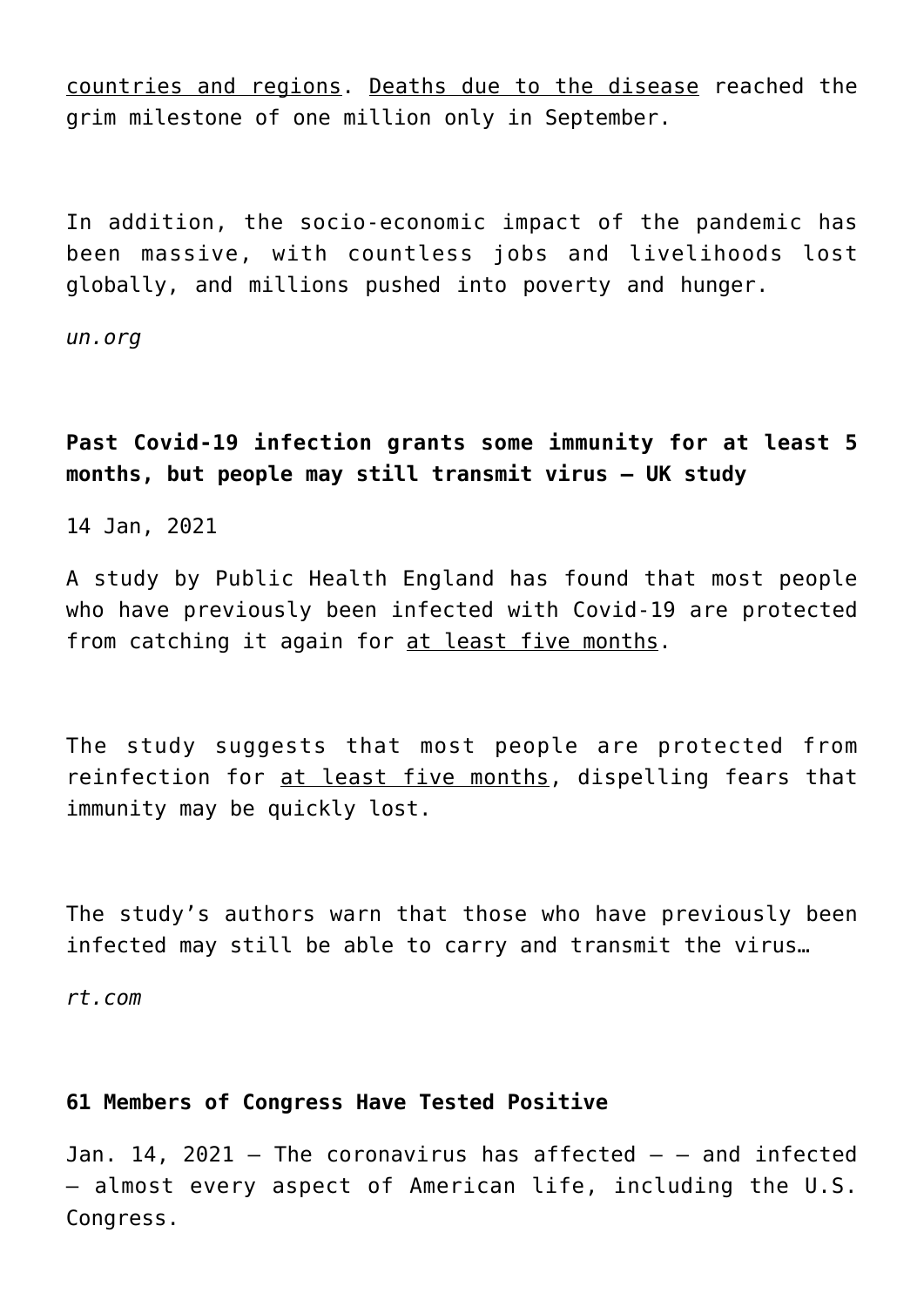countries and regions. Deaths due to the disease reached the grim milestone of one million only in September.

In addition, the socio-economic impact of the pandemic has been massive, with countless jobs and livelihoods lost globally, and millions pushed into poverty and hunger.

*un.org*

**Past Covid-19 infection grants some immunity for at least 5 months, but people may still transmit virus – UK study**

14 Jan, 2021

A study by Public Health England has found that most people who have previously been infected with Covid-19 are protected from catching it again for at least five months.

The study suggests that most people are protected from reinfection for at least five months, dispelling fears that immunity may be quickly lost.

The study's authors warn that those who have previously been infected may still be able to carry and transmit the virus…

*rt.com*

**61 Members of Congress Have Tested Positive**

Jan. 14, 2021 — The coronavirus has affected — — and infected — almost every aspect of American life, including the U.S. Congress.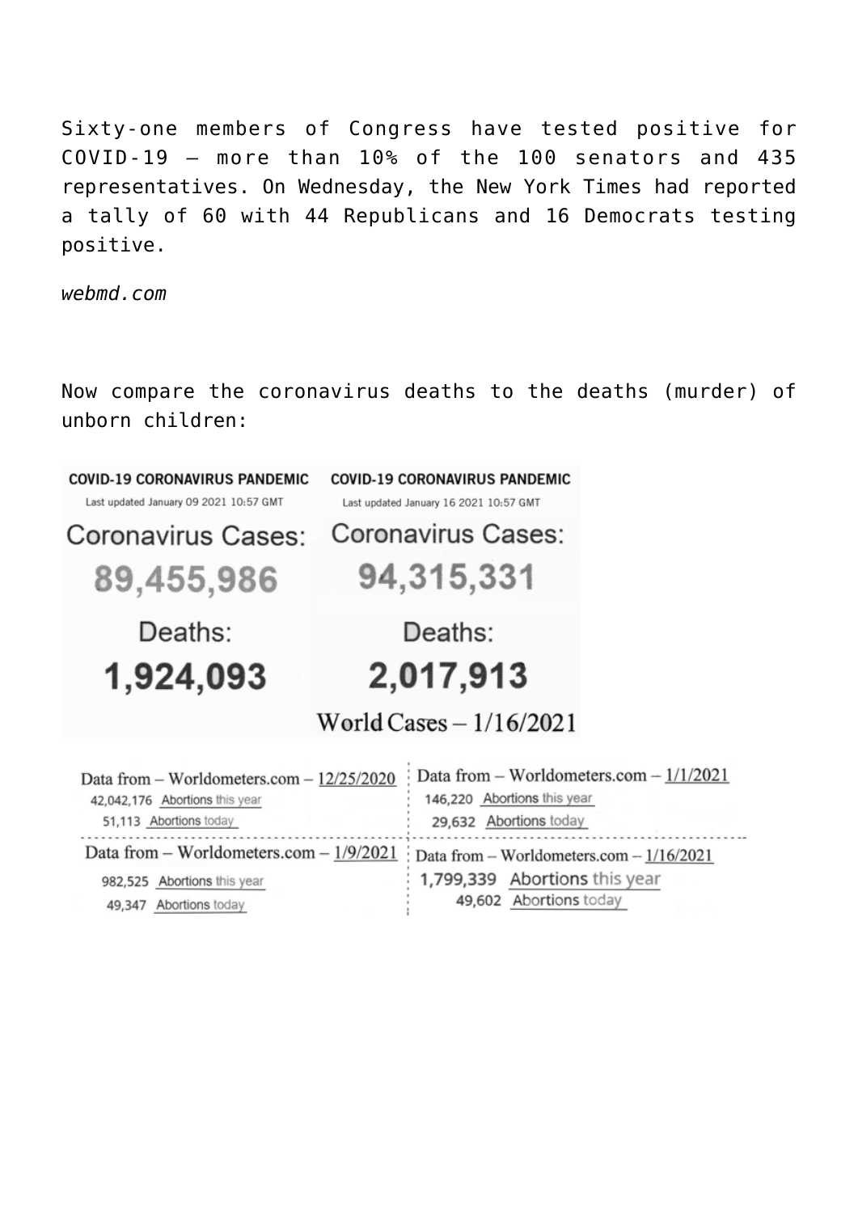Sixty-one members of Congress have tested positive for COVID-19 — more than 10% of the 100 senators and 435 representatives. On Wednesday, the New York Times had reported a tally of 60 with 44 Republicans and 16 Democrats testing positive.

*webmd.com*

Now compare the coronavirus deaths to the deaths (murder) of unborn children:

| COVID-19 CORONAVIRUS PANDEMIC | COVID-19 CORONAVIRUS PANDEMIC |
|---|---|
| Last updated January 09 2021 10:57 GMT | Last updated January 16 2021 10:57 GMT |
| Coronavirus Cases: | Coronavirus Cases: |
| 89,455,986 | 94,315,331 |
| Deaths: | Deaths: |
| 1,924,093 | 2,017,913 |

World Cases – 1/16/2021

| Data from – Worldometers.com – 12/25/2020 | Data from – Worldometers.com – 1/1/2021 |
|---|---|
| 42,042,176 Abortions this year | 146,220 Abortions this year |
| 51,113 Abortions today | 29,632 Abortions today |

| Data from – Worldometers.com – 1/9/2021 | Data from – Worldometers.com – 1/16/2021 |
|---|---|
| 982,525 Abortions this year | 1,799,339 Abortions this year |
| 49,347 Abortions today | 49,602 Abortions today |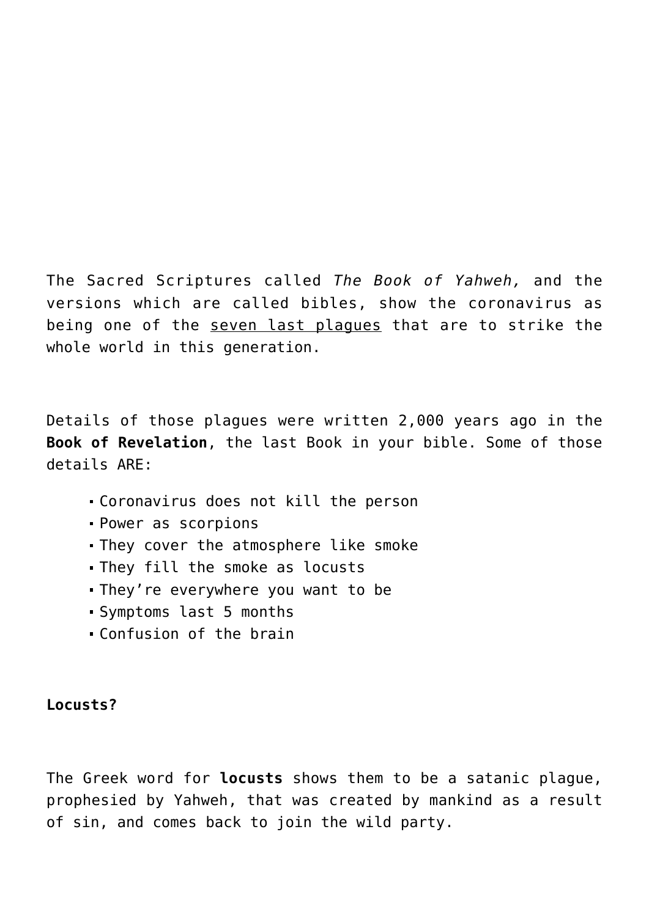The Sacred Scriptures called *The Book of Yahweh,* and the versions which are called bibles, show the coronavirus as being one of the seven last plagues that are to strike the whole world in this generation.

Details of those plagues were written 2,000 years ago in the **Book of Revelation**, the last Book in your bible. Some of those details ARE:

- Coronavirus does not kill the person
- Power as scorpions
- They cover the atmosphere like smoke
- They fill the smoke as locusts
- They're everywhere you want to be
- Symptoms last 5 months
- Confusion of the brain

**Locusts?**

The Greek word for **locusts** shows them to be a satanic plague, prophesied by Yahweh, that was created by mankind as a result of sin, and comes back to join the wild party.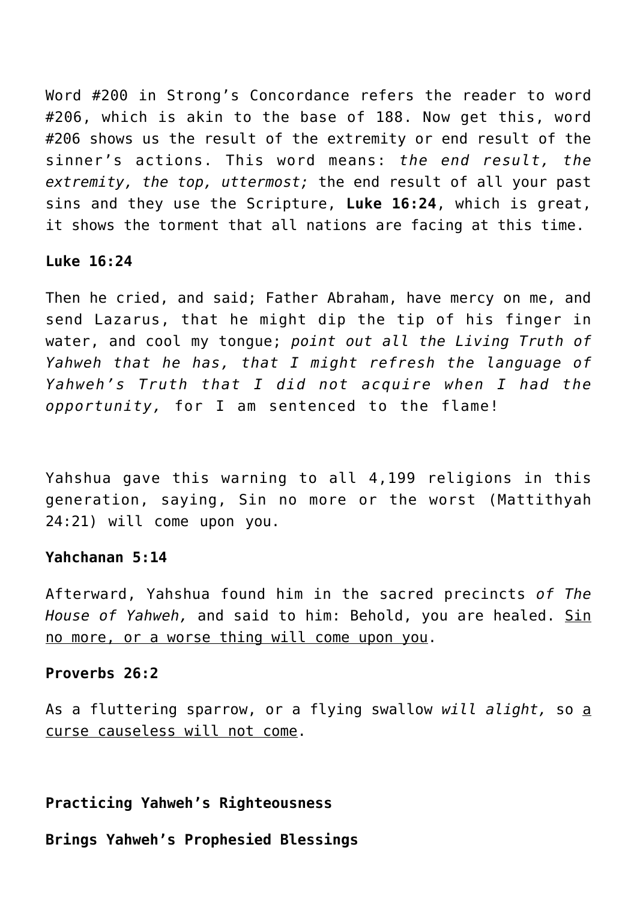Word #200 in Strong's Concordance refers the reader to word #206, which is akin to the base of 188. Now get this, word #206 shows us the result of the extremity or end result of the sinner's actions. This word means: *the end result, the extremity, the top, uttermost;* the end result of all your past sins and they use the Scripture, **Luke 16:24**, which is great, it shows the torment that all nations are facing at this time.

**Luke 16:24**

Then he cried, and said; Father Abraham, have mercy on me, and send Lazarus, that he might dip the tip of his finger in water, and cool my tongue; *point out all the Living Truth of Yahweh that he has, that I might refresh the language of Yahweh's Truth that I did not acquire when I had the opportunity,* for I am sentenced to the flame!

Yahshua gave this warning to all 4,199 religions in this generation, saying, Sin no more or the worst (Mattithyah 24:21) will come upon you.

**Yahchanan 5:14**

Afterward, Yahshua found him in the sacred precincts *of The House of Yahweh,* and said to him: Behold, you are healed. <u>Sin no more, or a worse thing will come upon you</u>.

**Proverbs 26:2**

As a fluttering sparrow, or a flying swallow *will alight,* so <u>a curse causeless will not come</u>.

**Practicing Yahweh's Righteousness**

**Brings Yahweh's Prophesied Blessings**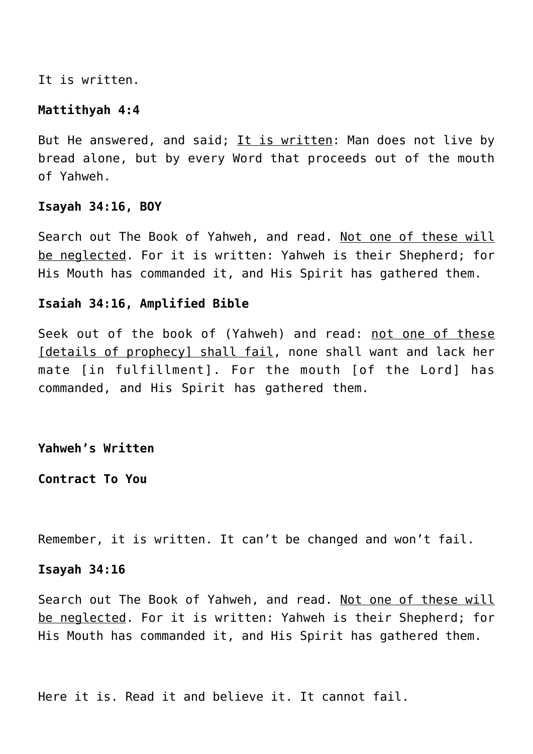It is written.

**Mattithyah 4:4**

But He answered, and said; <u>It is written</u>: Man does not live by bread alone, but by every Word that proceeds out of the mouth of Yahweh.

**Isayah 34:16, BOY**

Search out The Book of Yahweh, and read. <u>Not one of these will be neglected</u>. For it is written: Yahweh is their Shepherd; for His Mouth has commanded it, and His Spirit has gathered them.

**Isaiah 34:16, Amplified Bible**

Seek out of the book of (Yahweh) and read: <u>not one of these [details of prophecy] shall fail</u>, none shall want and lack her mate [in fulfillment]. For the mouth [of the Lord] has commanded, and His Spirit has gathered them.

**Yahweh's Written**

**Contract To You**

Remember, it is written. It can't be changed and won't fail.

**Isayah 34:16**

Search out The Book of Yahweh, and read. <u>Not one of these will be neglected</u>. For it is written: Yahweh is their Shepherd; for His Mouth has commanded it, and His Spirit has gathered them.

Here it is. Read it and believe it. It cannot fail.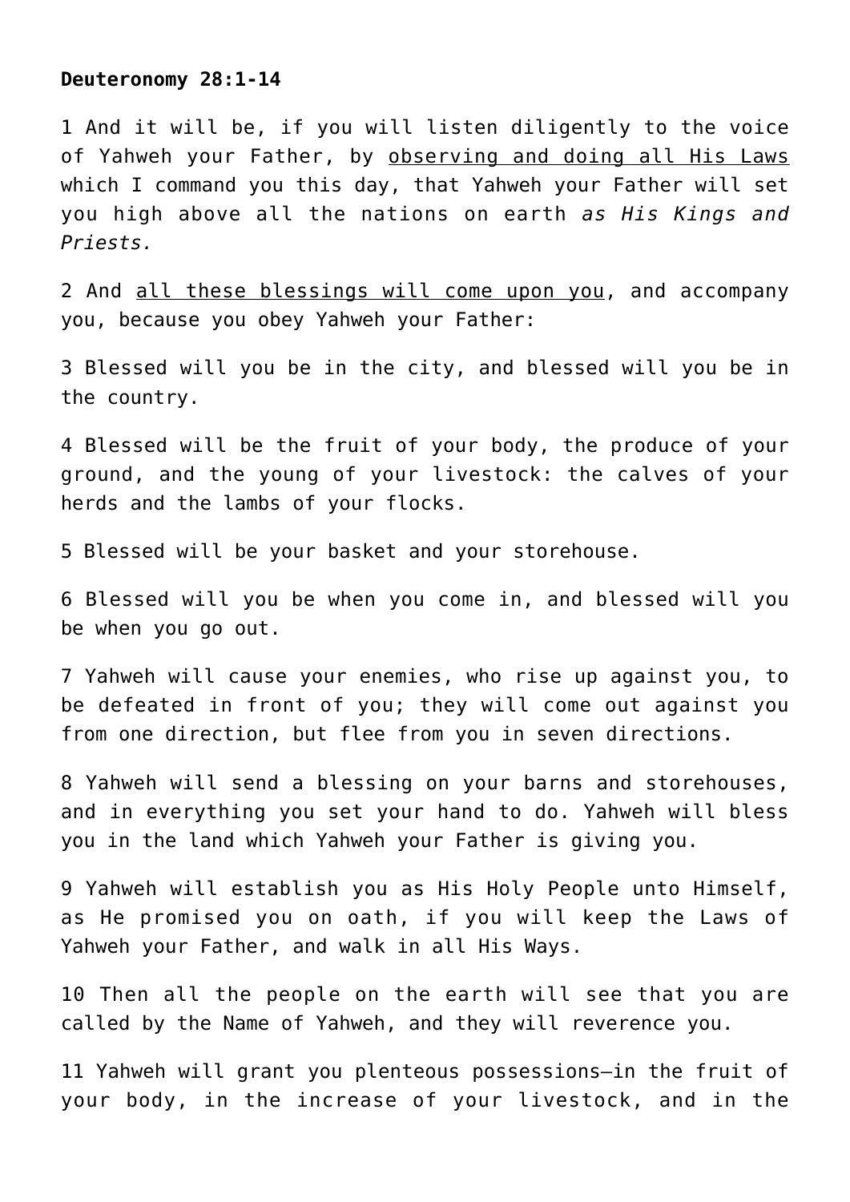**Deuteronomy 28:1-14**

1 And it will be, if you will listen diligently to the voice of Yahweh your Father, by <u>observing and doing all His Laws</u> which I command you this day, that Yahweh your Father will set you high above all the nations on earth *as His Kings and Priests.*

2 And <u>all these blessings will come upon you</u>, and accompany you, because you obey Yahweh your Father:

3 Blessed will you be in the city, and blessed will you be in the country.

4 Blessed will be the fruit of your body, the produce of your ground, and the young of your livestock: the calves of your herds and the lambs of your flocks.

5 Blessed will be your basket and your storehouse.

6 Blessed will you be when you come in, and blessed will you be when you go out.

7 Yahweh will cause your enemies, who rise up against you, to be defeated in front of you; they will come out against you from one direction, but flee from you in seven directions.

8 Yahweh will send a blessing on your barns and storehouses, and in everything you set your hand to do. Yahweh will bless you in the land which Yahweh your Father is giving you.

9 Yahweh will establish you as His Holy People unto Himself, as He promised you on oath, if you will keep the Laws of Yahweh your Father, and walk in all His Ways.

10 Then all the people on the earth will see that you are called by the Name of Yahweh, and they will reverence you.

11 Yahweh will grant you plenteous possessions—in the fruit of your body, in the increase of your livestock, and in the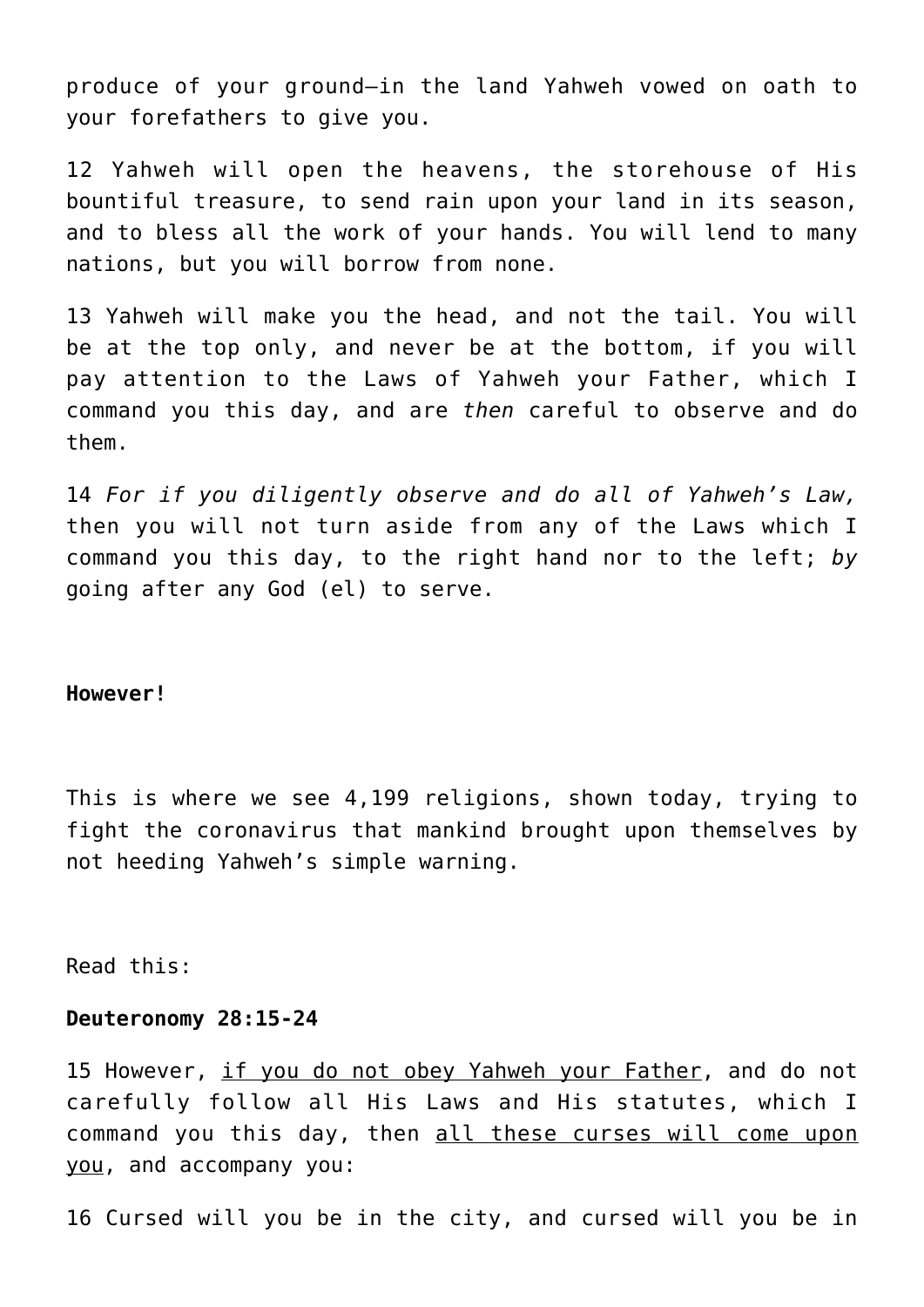produce of your ground—in the land Yahweh vowed on oath to your forefathers to give you.

12 Yahweh will open the heavens, the storehouse of His bountiful treasure, to send rain upon your land in its season, and to bless all the work of your hands. You will lend to many nations, but you will borrow from none.

13 Yahweh will make you the head, and not the tail. You will be at the top only, and never be at the bottom, if you will pay attention to the Laws of Yahweh your Father, which I command you this day, and are *then* careful to observe and do them.

14 *For if you diligently observe and do all of Yahweh's Law,* then you will not turn aside from any of the Laws which I command you this day, to the right hand nor to the left; *by* going after any God (el) to serve.

**However!**

This is where we see 4,199 religions, shown today, trying to fight the coronavirus that mankind brought upon themselves by not heeding Yahweh's simple warning.

Read this:

**Deuteronomy 28:15-24**

15 However, <u>if you do not obey Yahweh your Father</u>, and do not carefully follow all His Laws and His statutes, which I command you this day, then <u>all these curses will come upon you</u>, and accompany you:

16 Cursed will you be in the city, and cursed will you be in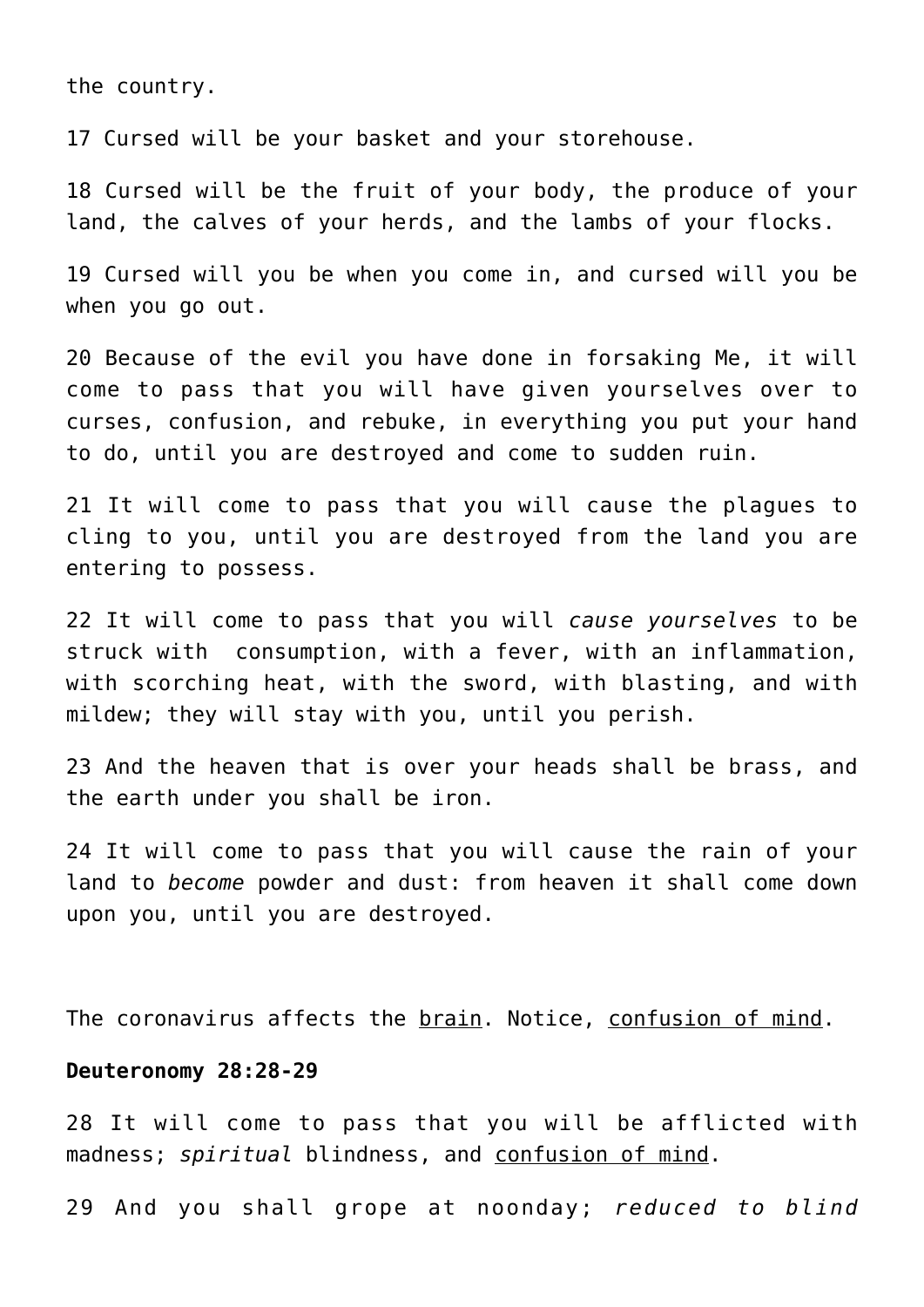the country.

17 Cursed will be your basket and your storehouse.

18 Cursed will be the fruit of your body, the produce of your land, the calves of your herds, and the lambs of your flocks.

19 Cursed will you be when you come in, and cursed will you be when you go out.

20 Because of the evil you have done in forsaking Me, it will come to pass that you will have given yourselves over to curses, confusion, and rebuke, in everything you put your hand to do, until you are destroyed and come to sudden ruin.

21 It will come to pass that you will cause the plagues to cling to you, until you are destroyed from the land you are entering to possess.

22 It will come to pass that you will *cause yourselves* to be struck with consumption, with a fever, with an inflammation, with scorching heat, with the sword, with blasting, and with mildew; they will stay with you, until you perish.

23 And the heaven that is over your heads shall be brass, and the earth under you shall be iron.

24 It will come to pass that you will cause the rain of your land to *become* powder and dust: from heaven it shall come down upon you, until you are destroyed.

The coronavirus affects the <u>brain</u>. Notice, <u>confusion of mind</u>.

**Deuteronomy 28:28-29**

28 It will come to pass that you will be afflicted with madness; *spiritual* blindness, and <u>confusion of mind</u>.

29 And you shall grope at noonday; *reduced to blind*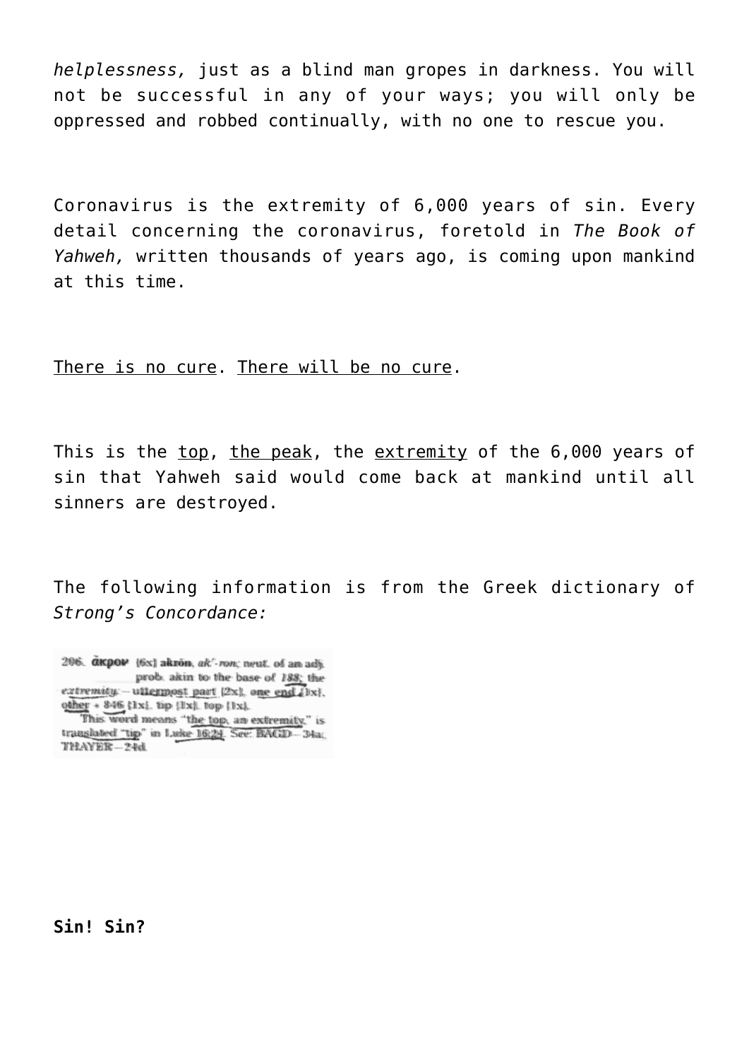*helplessness,* just as a blind man gropes in darkness. You will not be successful in any of your ways; you will only be oppressed and robbed continually, with no one to rescue you.

Coronavirus is the extremity of 6,000 years of sin. Every detail concerning the coronavirus, foretold in *The Book of Yahweh,* written thousands of years ago, is coming upon mankind at this time.

<u>There is no cure</u>. <u>There will be no cure</u>.

This is the <u>top</u>, <u>the peak</u>, the <u>extremity</u> of the 6,000 years of sin that Yahweh said would come back at mankind until all sinners are destroyed.

The following information is from the Greek dictionary of *Strong's Concordance:*

206. **ἄκρον** {6x} **akrŏn**, *ak'-ron;* neut. of an adj. prob. akin to the base of *188;* the *extremity:* — uttermost part {2x}, one end {1x}, other + 846 {1x}, tip {1x}, top {1x}.
This word means "the top, an extremity," is translated "tip" in Luke 16:24. See: BAGD—34a; THAYER—24d.

**Sin! Sin?**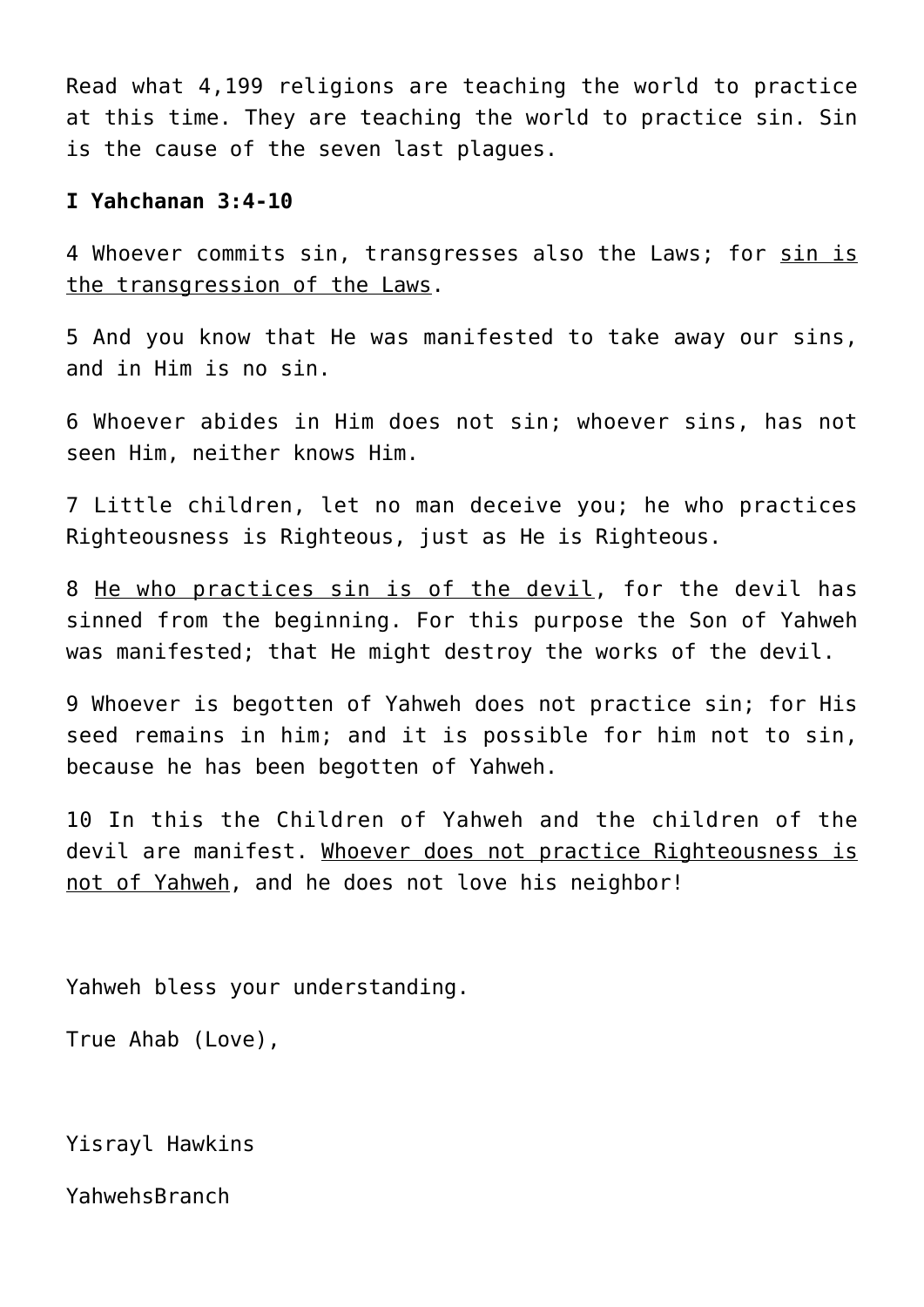Read what 4,199 religions are teaching the world to practice at this time. They are teaching the world to practice sin. Sin is the cause of the seven last plagues.

**I Yahchanan 3:4-10**

4 Whoever commits sin, transgresses also the Laws; for <u>sin is the transgression of the Laws</u>.

5 And you know that He was manifested to take away our sins, and in Him is no sin.

6 Whoever abides in Him does not sin; whoever sins, has not seen Him, neither knows Him.

7 Little children, let no man deceive you; he who practices Righteousness is Righteous, just as He is Righteous.

8 <u>He who practices sin is of the devil</u>, for the devil has sinned from the beginning. For this purpose the Son of Yahweh was manifested; that He might destroy the works of the devil.

9 Whoever is begotten of Yahweh does not practice sin; for His seed remains in him; and it is possible for him not to sin, because he has been begotten of Yahweh.

10 In this the Children of Yahweh and the children of the devil are manifest. <u>Whoever does not practice Righteousness is not of Yahweh</u>, and he does not love his neighbor!

Yahweh bless your understanding.

True Ahab (Love),

Yisrayl Hawkins

YahwehsBranch